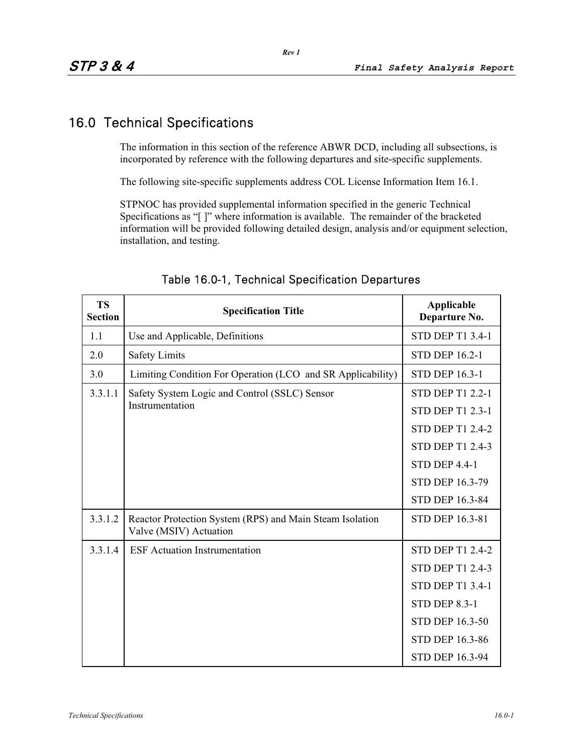# 16.0 Technical Specifications

The information in this section of the reference ABWR DCD, including all subsections, is incorporated by reference with the following departures and site-specific supplements.

The following site-specific supplements address COL License Information Item 16.1.

STPNOC has provided supplemental information specified in the generic Technical Specifications as "[ ]" where information is available. The remainder of the bracketed information will be provided following detailed design, analysis and/or equipment selection, installation, and testing.

## Table 16.0-1, Technical Specification Departures

| TS Section | Specification Title | Applicable Departure No. |
|---|---|---|
| 1.1 | Use and Applicable, Definitions | STD DEP T1 3.4-1 |
| 2.0 | Safety Limits | STD DEP 16.2-1 |
| 3.0 | Limiting Condition For Operation (LCO and SR Applicability) | STD DEP 16.3-1 |
| 3.3.1.1 | Safety System Logic and Control (SSLC) Sensor Instrumentation | STD DEP T1 2.2-1<br>STD DEP T1 2.3-1<br>STD DEP T1 2.4-2<br>STD DEP T1 2.4-3<br>STD DEP 4.4-1<br>STD DEP 16.3-79<br>STD DEP 16.3-84 |
| 3.3.1.2 | Reactor Protection System (RPS) and Main Steam Isolation Valve (MSIV) Actuation | STD DEP 16.3-81 |
| 3.3.1.4 | ESF Actuation Instrumentation | STD DEP T1 2.4-2<br>STD DEP T1 2.4-3<br>STD DEP T1 3.4-1<br>STD DEP 8.3-1<br>STD DEP 16.3-50<br>STD DEP 16.3-86<br>STD DEP 16.3-94 |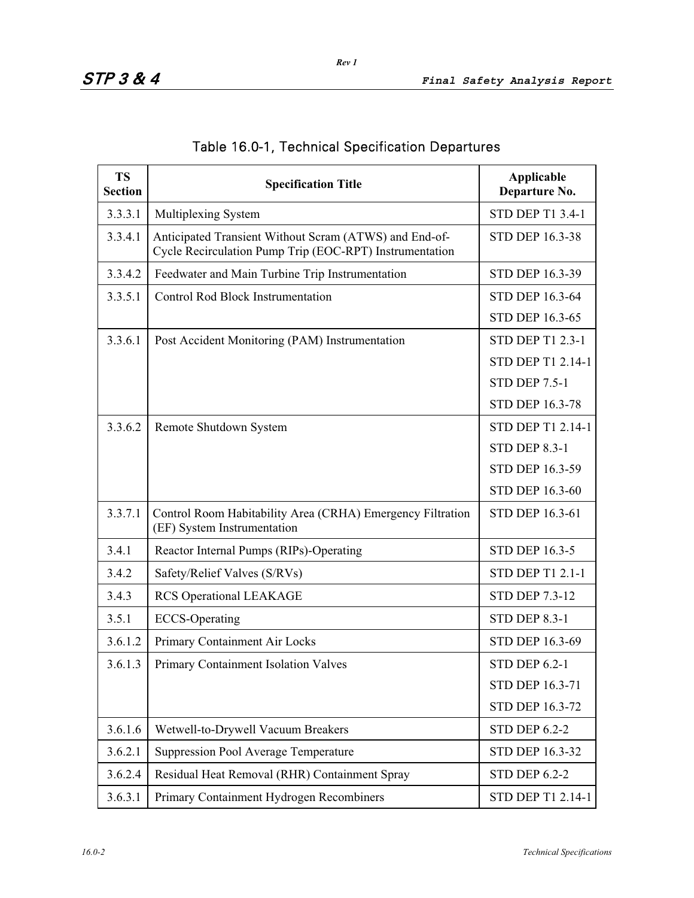## Table 16.0-1, Technical Specification Departures

| TS Section | Specification Title | Applicable Departure No. |
|---|---|---|
| 3.3.3.1 | Multiplexing System | STD DEP T1 3.4-1 |
| 3.3.4.1 | Anticipated Transient Without Scram (ATWS) and End-of-Cycle Recirculation Pump Trip (EOC-RPT) Instrumentation | STD DEP 16.3-38 |
| 3.3.4.2 | Feedwater and Main Turbine Trip Instrumentation | STD DEP 16.3-39 |
| 3.3.5.1 | Control Rod Block Instrumentation | STD DEP 16.3-64<br>STD DEP 16.3-65 |
| 3.3.6.1 | Post Accident Monitoring (PAM) Instrumentation | STD DEP T1 2.3-1<br>STD DEP T1 2.14-1<br>STD DEP 7.5-1<br>STD DEP 16.3-78 |
| 3.3.6.2 | Remote Shutdown System | STD DEP T1 2.14-1<br>STD DEP 8.3-1<br>STD DEP 16.3-59<br>STD DEP 16.3-60 |
| 3.3.7.1 | Control Room Habitability Area (CRHA) Emergency Filtration (EF) System Instrumentation | STD DEP 16.3-61 |
| 3.4.1 | Reactor Internal Pumps (RIPs)-Operating | STD DEP 16.3-5 |
| 3.4.2 | Safety/Relief Valves (S/RVs) | STD DEP T1 2.1-1 |
| 3.4.3 | RCS Operational LEAKAGE | STD DEP 7.3-12 |
| 3.5.1 | ECCS-Operating | STD DEP 8.3-1 |
| 3.6.1.2 | Primary Containment Air Locks | STD DEP 16.3-69 |
| 3.6.1.3 | Primary Containment Isolation Valves | STD DEP 6.2-1<br>STD DEP 16.3-71<br>STD DEP 16.3-72 |
| 3.6.1.6 | Wetwell-to-Drywell Vacuum Breakers | STD DEP 6.2-2 |
| 3.6.2.1 | Suppression Pool Average Temperature | STD DEP 16.3-32 |
| 3.6.2.4 | Residual Heat Removal (RHR) Containment Spray | STD DEP 6.2-2 |
| 3.6.3.1 | Primary Containment Hydrogen Recombiners | STD DEP T1 2.14-1 |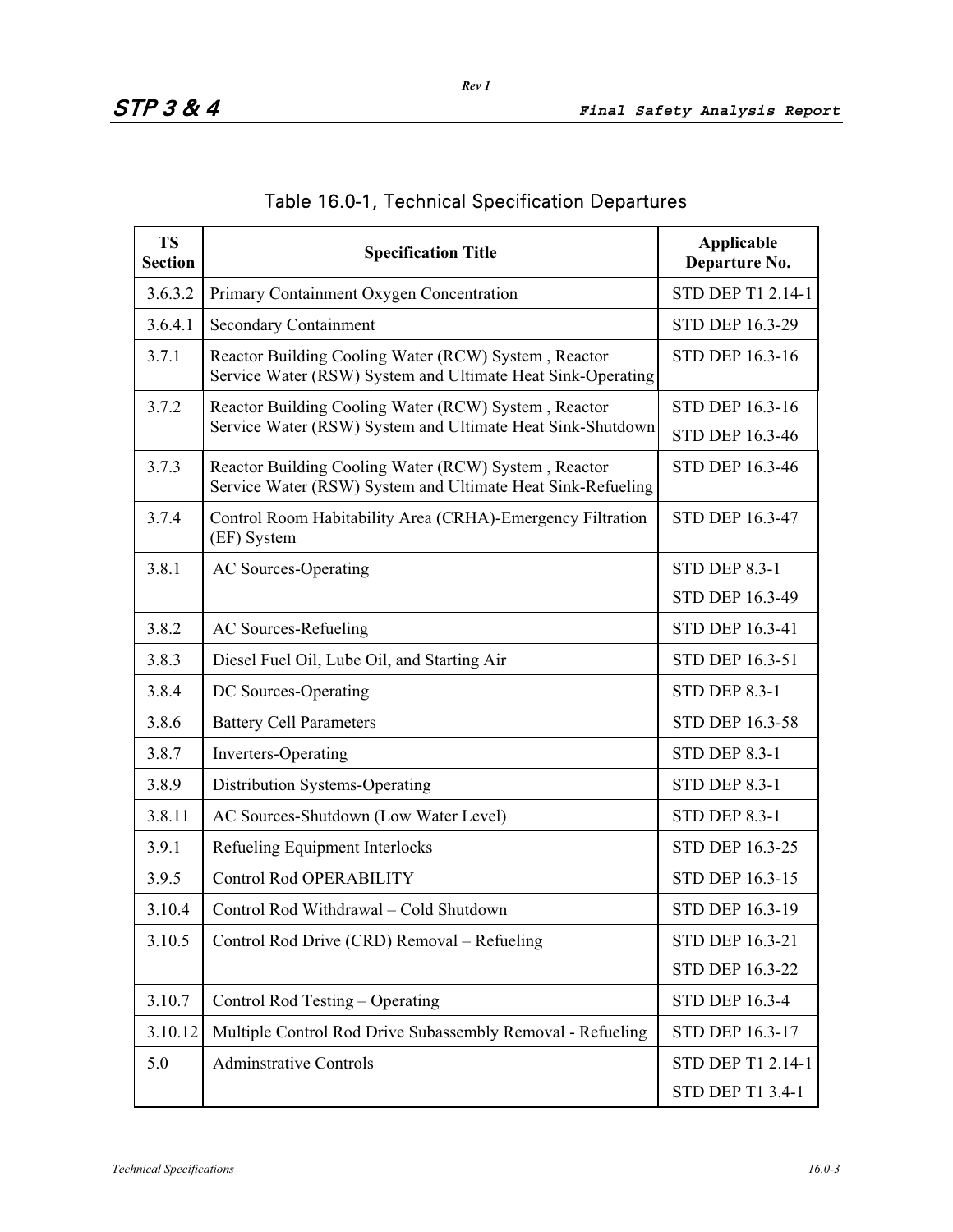## Table 16.0-1, Technical Specification Departures

| TS Section | Specification Title | Applicable Departure No. |
|---|---|---|
| 3.6.3.2 | Primary Containment Oxygen Concentration | STD DEP T1 2.14-1 |
| 3.6.4.1 | Secondary Containment | STD DEP 16.3-29 |
| 3.7.1 | Reactor Building Cooling Water (RCW) System , Reactor Service Water (RSW) System and Ultimate Heat Sink-Operating | STD DEP 16.3-16 |
| 3.7.2 | Reactor Building Cooling Water (RCW) System , Reactor Service Water (RSW) System and Ultimate Heat Sink-Shutdown | STD DEP 16.3-16<br>STD DEP 16.3-46 |
| 3.7.3 | Reactor Building Cooling Water (RCW) System , Reactor Service Water (RSW) System and Ultimate Heat Sink-Refueling | STD DEP 16.3-46 |
| 3.7.4 | Control Room Habitability Area (CRHA)-Emergency Filtration (EF) System | STD DEP 16.3-47 |
| 3.8.1 | AC Sources-Operating | STD DEP 8.3-1<br>STD DEP 16.3-49 |
| 3.8.2 | AC Sources-Refueling | STD DEP 16.3-41 |
| 3.8.3 | Diesel Fuel Oil, Lube Oil, and Starting Air | STD DEP 16.3-51 |
| 3.8.4 | DC Sources-Operating | STD DEP 8.3-1 |
| 3.8.6 | Battery Cell Parameters | STD DEP 16.3-58 |
| 3.8.7 | Inverters-Operating | STD DEP 8.3-1 |
| 3.8.9 | Distribution Systems-Operating | STD DEP 8.3-1 |
| 3.8.11 | AC Sources-Shutdown (Low Water Level) | STD DEP 8.3-1 |
| 3.9.1 | Refueling Equipment Interlocks | STD DEP 16.3-25 |
| 3.9.5 | Control Rod OPERABILITY | STD DEP 16.3-15 |
| 3.10.4 | Control Rod Withdrawal – Cold Shutdown | STD DEP 16.3-19 |
| 3.10.5 | Control Rod Drive (CRD) Removal – Refueling | STD DEP 16.3-21<br>STD DEP 16.3-22 |
| 3.10.7 | Control Rod Testing – Operating | STD DEP 16.3-4 |
| 3.10.12 | Multiple Control Rod Drive Subassembly Removal - Refueling | STD DEP 16.3-17 |
| 5.0 | Adminstrative Controls | STD DEP T1 2.14-1<br>STD DEP T1 3.4-1 |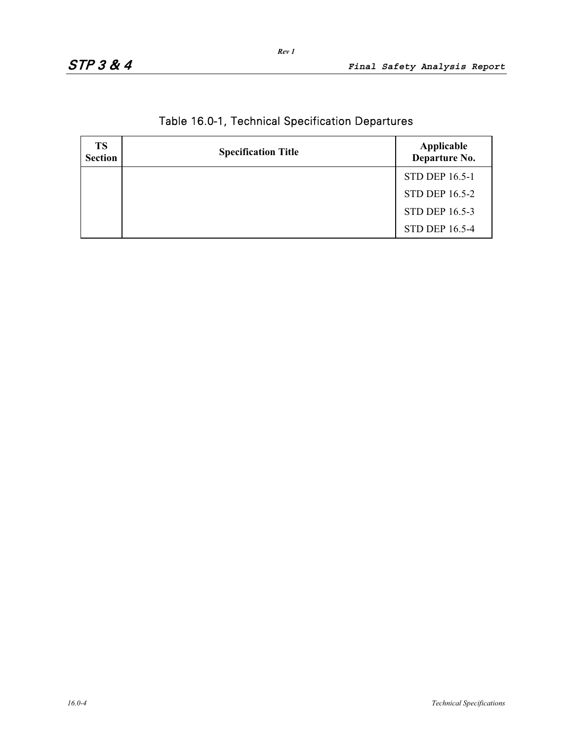## Table 16.0-1, Technical Specification Departures

| TS Section | Specification Title | Applicable Departure No. |
|---|---|---|
| | | STD DEP 16.5-1 |
| | | STD DEP 16.5-2 |
| | | STD DEP 16.5-3 |
| | | STD DEP 16.5-4 |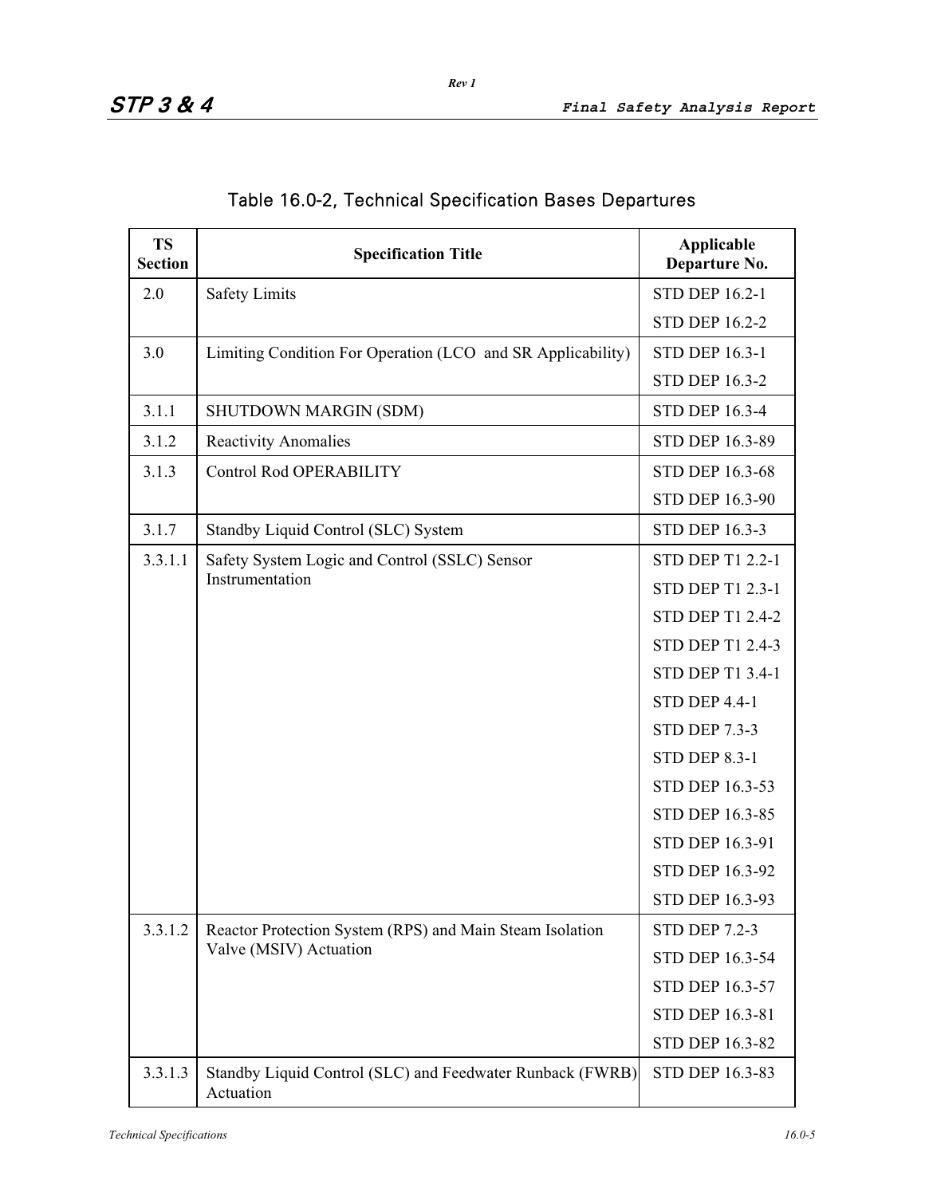## Table 16.0-2, Technical Specification Bases Departures

| TS Section | Specification Title | Applicable Departure No. |
|---|---|---|
| 2.0 | Safety Limits | STD DEP 16.2-1 |
| | | STD DEP 16.2-2 |
| 3.0 | Limiting Condition For Operation (LCO and SR Applicability) | STD DEP 16.3-1 |
| | | STD DEP 16.3-2 |
| 3.1.1 | SHUTDOWN MARGIN (SDM) | STD DEP 16.3-4 |
| 3.1.2 | Reactivity Anomalies | STD DEP 16.3-89 |
| 3.1.3 | Control Rod OPERABILITY | STD DEP 16.3-68 |
| | | STD DEP 16.3-90 |
| 3.1.7 | Standby Liquid Control (SLC) System | STD DEP 16.3-3 |
| 3.3.1.1 | Safety System Logic and Control (SSLC) Sensor Instrumentation | STD DEP T1 2.2-1 |
| | | STD DEP T1 2.3-1 |
| | | STD DEP T1 2.4-2 |
| | | STD DEP T1 2.4-3 |
| | | STD DEP T1 3.4-1 |
| | | STD DEP 4.4-1 |
| | | STD DEP 7.3-3 |
| | | STD DEP 8.3-1 |
| | | STD DEP 16.3-53 |
| | | STD DEP 16.3-85 |
| | | STD DEP 16.3-91 |
| | | STD DEP 16.3-92 |
| | | STD DEP 16.3-93 |
| 3.3.1.2 | Reactor Protection System (RPS) and Main Steam Isolation Valve (MSIV) Actuation | STD DEP 7.2-3 |
| | | STD DEP 16.3-54 |
| | | STD DEP 16.3-57 |
| | | STD DEP 16.3-81 |
| | | STD DEP 16.3-82 |
| 3.3.1.3 | Standby Liquid Control (SLC) and Feedwater Runback (FWRB) Actuation | STD DEP 16.3-83 |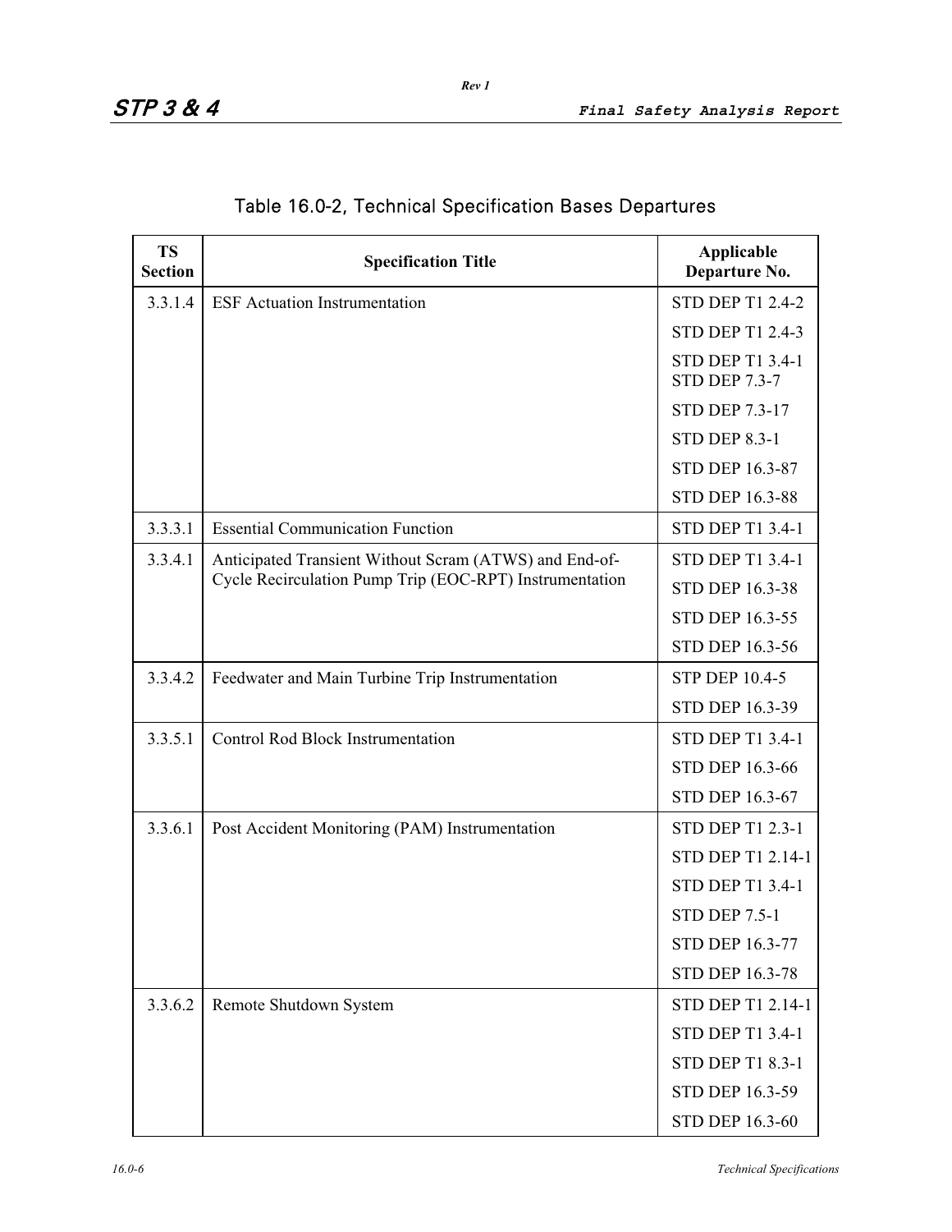## Table 16.0-2, Technical Specification Bases Departures

| TS Section | Specification Title | Applicable Departure No. |
|---|---|---|
| 3.3.1.4 | ESF Actuation Instrumentation | STD DEP T1 2.4-2 |
| | | STD DEP T1 2.4-3 |
| | | STD DEP T1 3.4-1<br>STD DEP 7.3-7 |
| | | STD DEP 7.3-17 |
| | | STD DEP 8.3-1 |
| | | STD DEP 16.3-87 |
| | | STD DEP 16.3-88 |
| 3.3.3.1 | Essential Communication Function | STD DEP T1 3.4-1 |
| 3.3.4.1 | Anticipated Transient Without Scram (ATWS) and End-of-Cycle Recirculation Pump Trip (EOC-RPT) Instrumentation | STD DEP T1 3.4-1 |
| | | STD DEP 16.3-38 |
| | | STD DEP 16.3-55 |
| | | STD DEP 16.3-56 |
| 3.3.4.2 | Feedwater and Main Turbine Trip Instrumentation | STP DEP 10.4-5 |
| | | STD DEP 16.3-39 |
| 3.3.5.1 | Control Rod Block Instrumentation | STD DEP T1 3.4-1 |
| | | STD DEP 16.3-66 |
| | | STD DEP 16.3-67 |
| 3.3.6.1 | Post Accident Monitoring (PAM) Instrumentation | STD DEP T1 2.3-1 |
| | | STD DEP T1 2.14-1 |
| | | STD DEP T1 3.4-1 |
| | | STD DEP 7.5-1 |
| | | STD DEP 16.3-77 |
| | | STD DEP 16.3-78 |
| 3.3.6.2 | Remote Shutdown System | STD DEP T1 2.14-1 |
| | | STD DEP T1 3.4-1 |
| | | STD DEP T1 8.3-1 |
| | | STD DEP 16.3-59 |
| | | STD DEP 16.3-60 |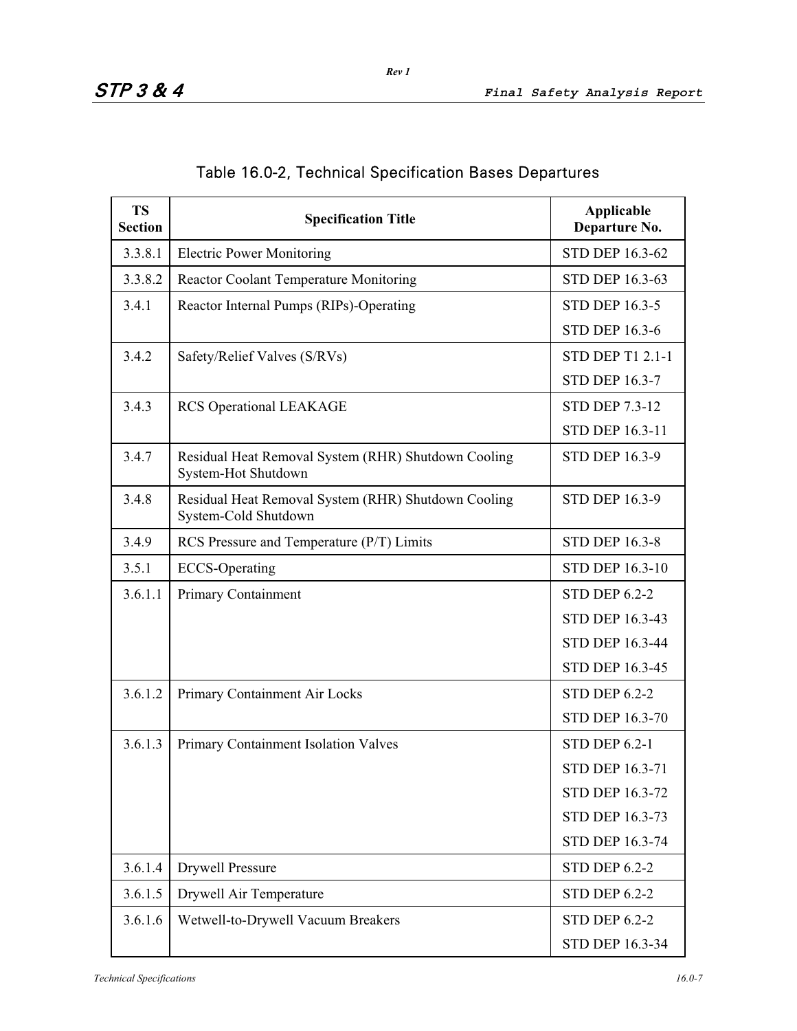## Table 16.0-2, Technical Specification Bases Departures

| TS Section | Specification Title | Applicable Departure No. |
|---|---|---|
| 3.3.8.1 | Electric Power Monitoring | STD DEP 16.3-62 |
| 3.3.8.2 | Reactor Coolant Temperature Monitoring | STD DEP 16.3-63 |
| 3.4.1 | Reactor Internal Pumps (RIPs)-Operating | STD DEP 16.3-5<br>STD DEP 16.3-6 |
| 3.4.2 | Safety/Relief Valves (S/RVs) | STD DEP T1 2.1-1<br>STD DEP 16.3-7 |
| 3.4.3 | RCS Operational LEAKAGE | STD DEP 7.3-12<br>STD DEP 16.3-11 |
| 3.4.7 | Residual Heat Removal System (RHR) Shutdown Cooling System-Hot Shutdown | STD DEP 16.3-9 |
| 3.4.8 | Residual Heat Removal System (RHR) Shutdown Cooling System-Cold Shutdown | STD DEP 16.3-9 |
| 3.4.9 | RCS Pressure and Temperature (P/T) Limits | STD DEP 16.3-8 |
| 3.5.1 | ECCS-Operating | STD DEP 16.3-10 |
| 3.6.1.1 | Primary Containment | STD DEP 6.2-2<br>STD DEP 16.3-43<br>STD DEP 16.3-44<br>STD DEP 16.3-45 |
| 3.6.1.2 | Primary Containment Air Locks | STD DEP 6.2-2<br>STD DEP 16.3-70 |
| 3.6.1.3 | Primary Containment Isolation Valves | STD DEP 6.2-1<br>STD DEP 16.3-71<br>STD DEP 16.3-72<br>STD DEP 16.3-73<br>STD DEP 16.3-74 |
| 3.6.1.4 | Drywell Pressure | STD DEP 6.2-2 |
| 3.6.1.5 | Drywell Air Temperature | STD DEP 6.2-2 |
| 3.6.1.6 | Wetwell-to-Drywell Vacuum Breakers | STD DEP 6.2-2<br>STD DEP 16.3-34 |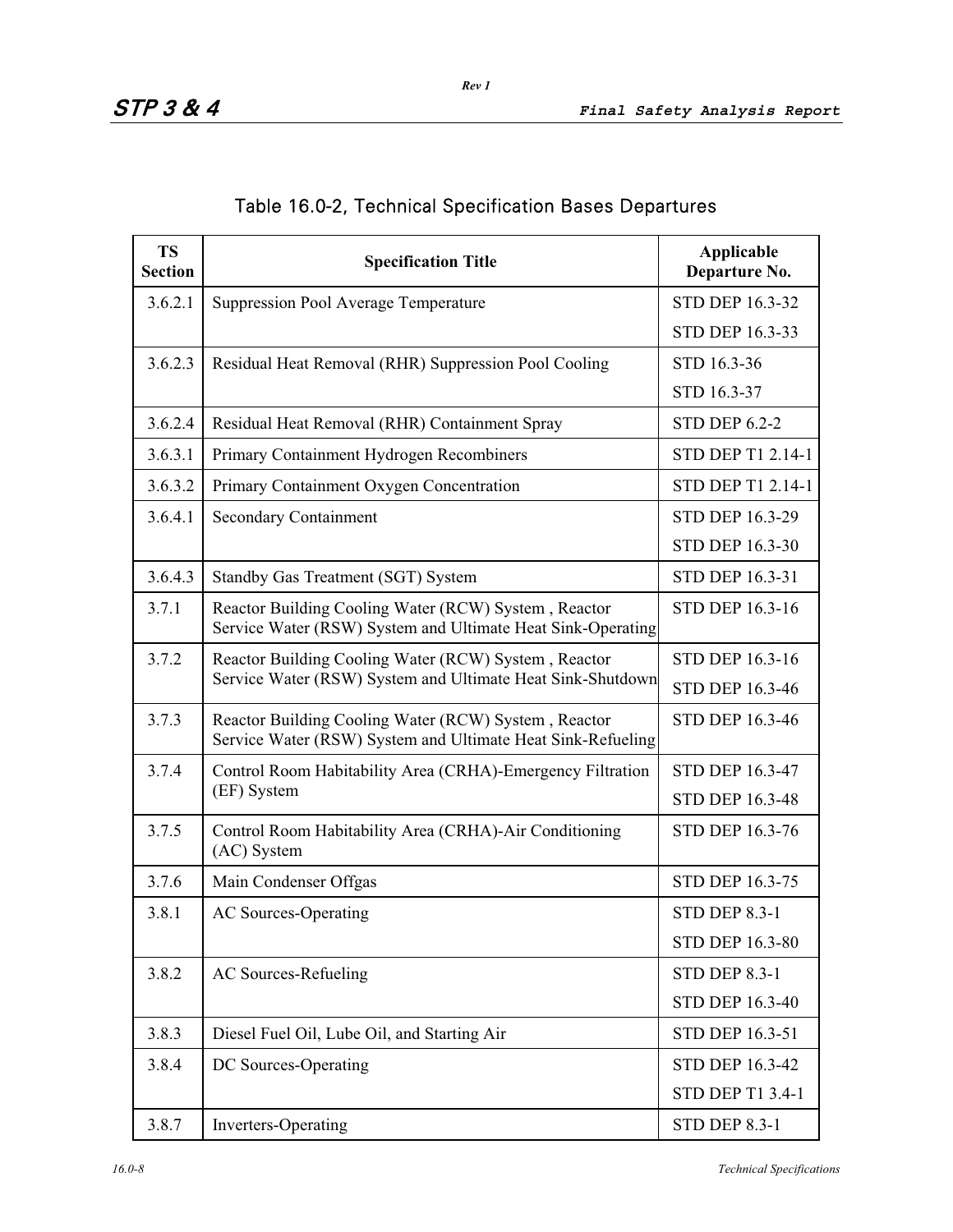## Table 16.0-2, Technical Specification Bases Departures

| TS Section | Specification Title | Applicable Departure No. |
|---|---|---|
| 3.6.2.1 | Suppression Pool Average Temperature | STD DEP 16.3-32<br>STD DEP 16.3-33 |
| 3.6.2.3 | Residual Heat Removal (RHR) Suppression Pool Cooling | STD 16.3-36<br>STD 16.3-37 |
| 3.6.2.4 | Residual Heat Removal (RHR) Containment Spray | STD DEP 6.2-2 |
| 3.6.3.1 | Primary Containment Hydrogen Recombiners | STD DEP T1 2.14-1 |
| 3.6.3.2 | Primary Containment Oxygen Concentration | STD DEP T1 2.14-1 |
| 3.6.4.1 | Secondary Containment | STD DEP 16.3-29<br>STD DEP 16.3-30 |
| 3.6.4.3 | Standby Gas Treatment (SGT) System | STD DEP 16.3-31 |
| 3.7.1 | Reactor Building Cooling Water (RCW) System , Reactor Service Water (RSW) System and Ultimate Heat Sink-Operating | STD DEP 16.3-16 |
| 3.7.2 | Reactor Building Cooling Water (RCW) System , Reactor Service Water (RSW) System and Ultimate Heat Sink-Shutdown | STD DEP 16.3-16<br>STD DEP 16.3-46 |
| 3.7.3 | Reactor Building Cooling Water (RCW) System , Reactor Service Water (RSW) System and Ultimate Heat Sink-Refueling | STD DEP 16.3-46 |
| 3.7.4 | Control Room Habitability Area (CRHA)-Emergency Filtration (EF) System | STD DEP 16.3-47<br>STD DEP 16.3-48 |
| 3.7.5 | Control Room Habitability Area (CRHA)-Air Conditioning (AC) System | STD DEP 16.3-76 |
| 3.7.6 | Main Condenser Offgas | STD DEP 16.3-75 |
| 3.8.1 | AC Sources-Operating | STD DEP 8.3-1<br>STD DEP 16.3-80 |
| 3.8.2 | AC Sources-Refueling | STD DEP 8.3-1<br>STD DEP 16.3-40 |
| 3.8.3 | Diesel Fuel Oil, Lube Oil, and Starting Air | STD DEP 16.3-51 |
| 3.8.4 | DC Sources-Operating | STD DEP 16.3-42<br>STD DEP T1 3.4-1 |
| 3.8.7 | Inverters-Operating | STD DEP 8.3-1 |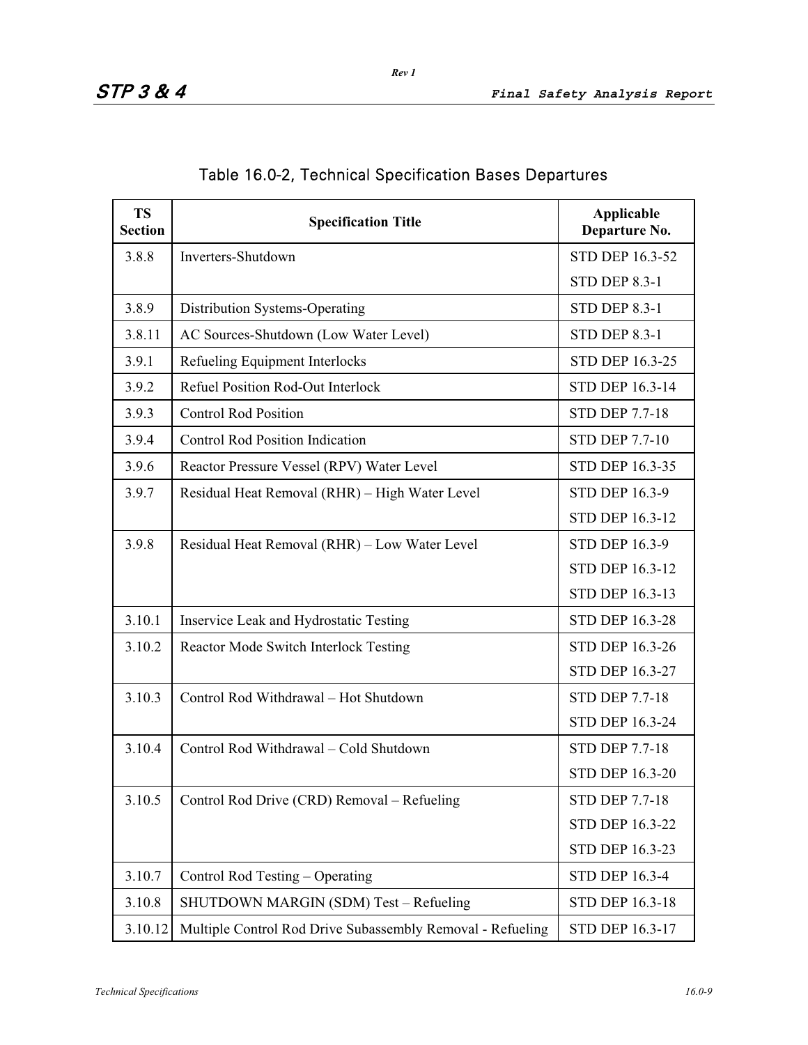## Table 16.0-2, Technical Specification Bases Departures

| TS Section | Specification Title | Applicable Departure No. |
|---|---|---|
| 3.8.8 | Inverters-Shutdown | STD DEP 16.3-52<br>STD DEP 8.3-1 |
| 3.8.9 | Distribution Systems-Operating | STD DEP 8.3-1 |
| 3.8.11 | AC Sources-Shutdown (Low Water Level) | STD DEP 8.3-1 |
| 3.9.1 | Refueling Equipment Interlocks | STD DEP 16.3-25 |
| 3.9.2 | Refuel Position Rod-Out Interlock | STD DEP 16.3-14 |
| 3.9.3 | Control Rod Position | STD DEP 7.7-18 |
| 3.9.4 | Control Rod Position Indication | STD DEP 7.7-10 |
| 3.9.6 | Reactor Pressure Vessel (RPV) Water Level | STD DEP 16.3-35 |
| 3.9.7 | Residual Heat Removal (RHR) – High Water Level | STD DEP 16.3-9<br>STD DEP 16.3-12 |
| 3.9.8 | Residual Heat Removal (RHR) – Low Water Level | STD DEP 16.3-9<br>STD DEP 16.3-12<br>STD DEP 16.3-13 |
| 3.10.1 | Inservice Leak and Hydrostatic Testing | STD DEP 16.3-28 |
| 3.10.2 | Reactor Mode Switch Interlock Testing | STD DEP 16.3-26<br>STD DEP 16.3-27 |
| 3.10.3 | Control Rod Withdrawal – Hot Shutdown | STD DEP 7.7-18<br>STD DEP 16.3-24 |
| 3.10.4 | Control Rod Withdrawal – Cold Shutdown | STD DEP 7.7-18<br>STD DEP 16.3-20 |
| 3.10.5 | Control Rod Drive (CRD) Removal – Refueling | STD DEP 7.7-18<br>STD DEP 16.3-22<br>STD DEP 16.3-23 |
| 3.10.7 | Control Rod Testing – Operating | STD DEP 16.3-4 |
| 3.10.8 | SHUTDOWN MARGIN (SDM) Test – Refueling | STD DEP 16.3-18 |
| 3.10.12 | Multiple Control Rod Drive Subassembly Removal - Refueling | STD DEP 16.3-17 |